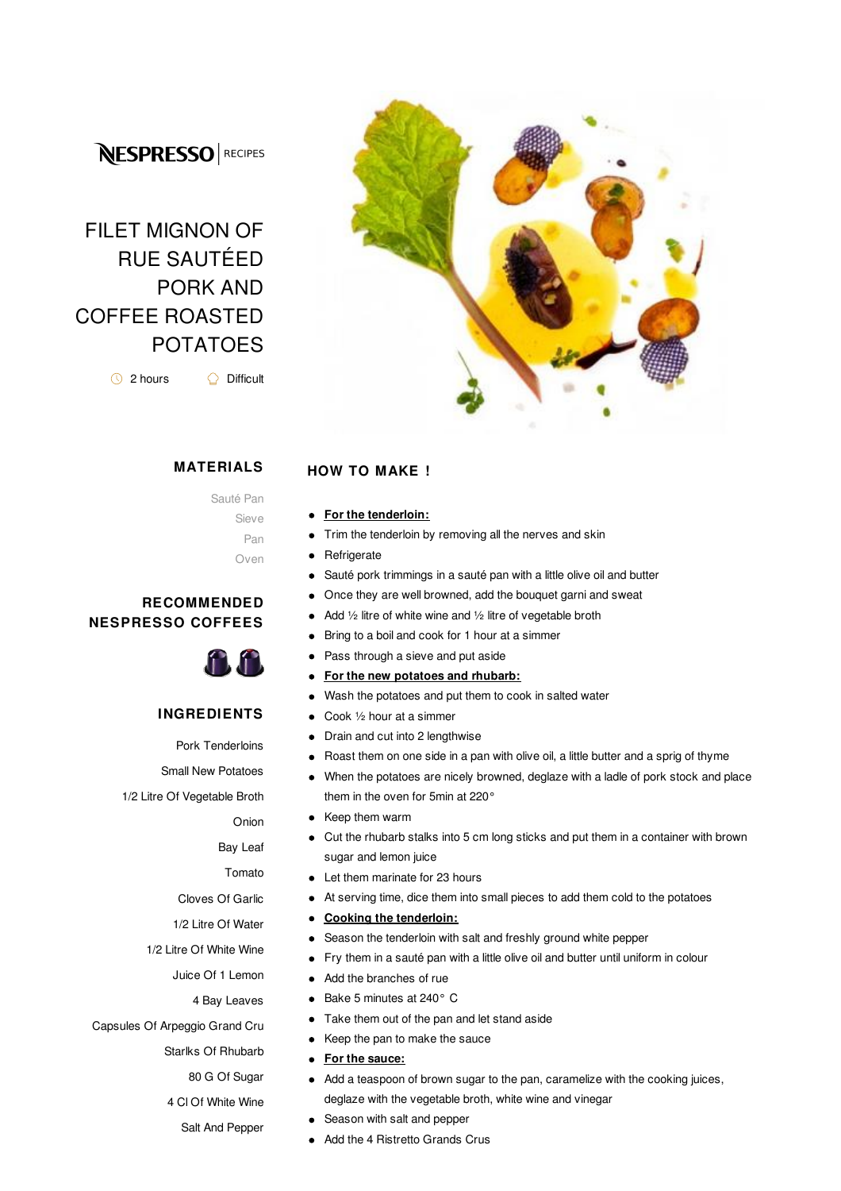NESPRESSO | RECIPES

# FILET MIGNON OF RUE SAUTÉED PORK AND COFFEE ROASTED POTATOES

2 hours | Difficult

## MATERIALS

Sauté Pan
Sieve
Pan
Oven

## RECOMMENDED NESPRESSO COFFEES

## INGREDIENTS

Pork Tenderloins
Small New Potatoes
1/2 Litre Of Vegetable Broth
Onion
Bay Leaf
Tomato
Cloves Of Garlic
1/2 Litre Of Water
1/2 Litre Of White Wine
Juice Of 1 Lemon
4 Bay Leaves
Capsules Of Arpeggio Grand Cru
Starlks Of Rhubarb
80 G Of Sugar
4 Cl Of White Wine
Salt And Pepper

## HOW TO MAKE !

- **For the tenderloin:**
- Trim the tenderloin by removing all the nerves and skin
- Refrigerate
- Sauté pork trimmings in a sauté pan with a little olive oil and butter
- Once they are well browned, add the bouquet garni and sweat
- Add ½ litre of white wine and ½ litre of vegetable broth
- Bring to a boil and cook for 1 hour at a simmer
- Pass through a sieve and put aside
- **For the new potatoes and rhubarb:**
- Wash the potatoes and put them to cook in salted water
- Cook ½ hour at a simmer
- Drain and cut into 2 lengthwise
- Roast them on one side in a pan with olive oil, a little butter and a sprig of thyme
- When the potatoes are nicely browned, deglaze with a ladle of pork stock and place them in the oven for 5min at 220°
- Keep them warm
- Cut the rhubarb stalks into 5 cm long sticks and put them in a container with brown sugar and lemon juice
- Let them marinate for 23 hours
- At serving time, dice them into small pieces to add them cold to the potatoes
- **Cooking the tenderloin:**
- Season the tenderloin with salt and freshly ground white pepper
- Fry them in a sauté pan with a little olive oil and butter until uniform in colour
- Add the branches of rue
- Bake 5 minutes at 240° C
- Take them out of the pan and let stand aside
- Keep the pan to make the sauce
- **For the sauce:**
- Add a teaspoon of brown sugar to the pan, caramelize with the cooking juices, deglaze with the vegetable broth, white wine and vinegar
- Season with salt and pepper
- Add the 4 Ristretto Grands Crus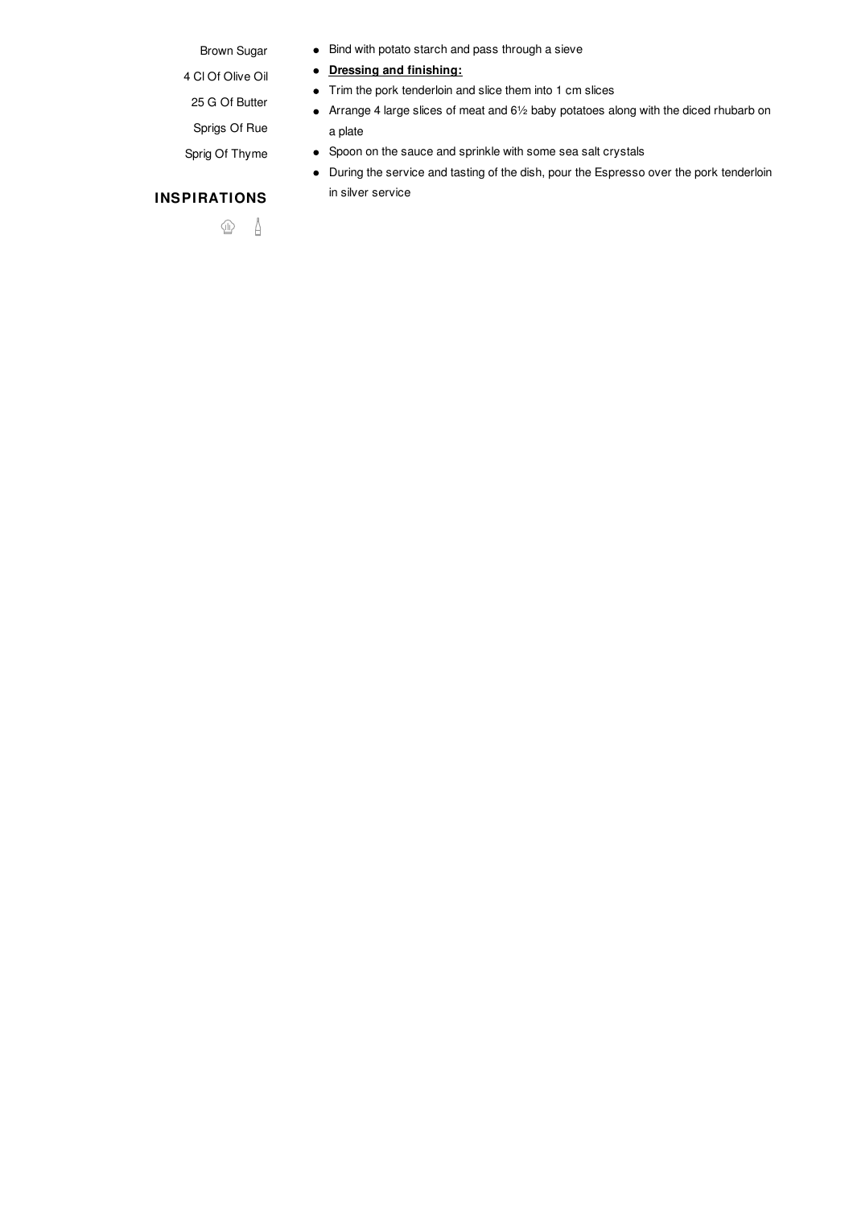Brown Sugar

4 Cl Of Olive Oil

25 G Of Butter

Sprigs Of Rue

Sprig Of Thyme

## INSPIRATIONS

- Bind with potato starch and pass through a sieve
- **Dressing and finishing:**
- Trim the pork tenderloin and slice them into 1 cm slices
- Arrange 4 large slices of meat and 6½ baby potatoes along with the diced rhubarb on a plate
- Spoon on the sauce and sprinkle with some sea salt crystals
- During the service and tasting of the dish, pour the Espresso over the pork tenderloin in silver service